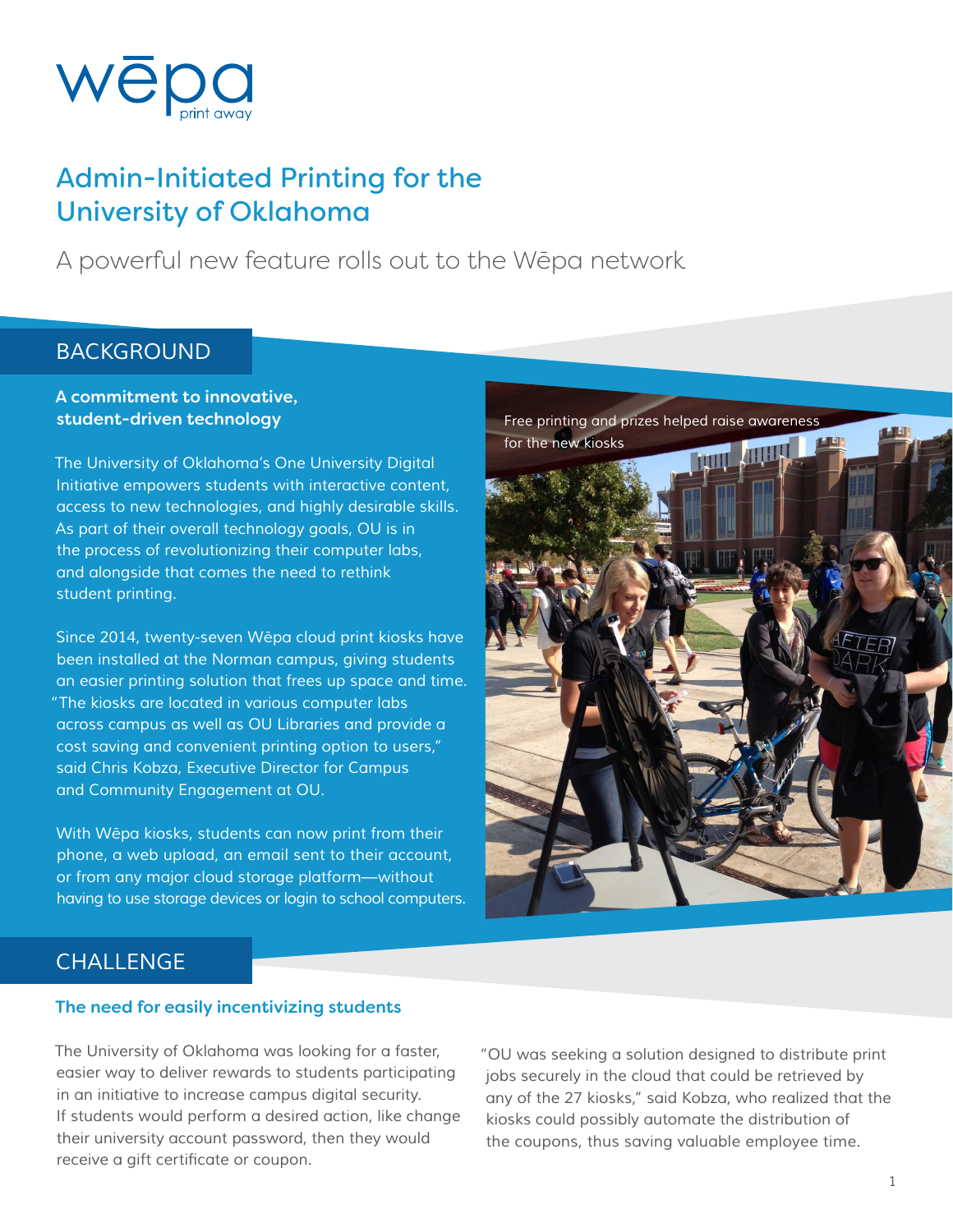wēpa
print away

# Admin-Initiated Printing for the University of Oklahoma

A powerful new feature rolls out to the Wēpa network

## BACKGROUND

### A commitment to innovative, student-driven technology

The University of Oklahoma's One University Digital Initiative empowers students with interactive content, access to new technologies, and highly desirable skills. As part of their overall technology goals, OU is in the process of revolutionizing their computer labs, and alongside that comes the need to rethink student printing.

Since 2014, twenty-seven Wēpa cloud print kiosks have been installed at the Norman campus, giving students an easier printing solution that frees up space and time. "The kiosks are located in various computer labs across campus as well as OU Libraries and provide a cost saving and convenient printing option to users," said Chris Kobza, Executive Director for Campus and Community Engagement at OU.

With Wēpa kiosks, students can now print from their phone, a web upload, an email sent to their account, or from any major cloud storage platform—without having to use storage devices or login to school computers.

Free printing and prizes helped raise awareness for the new kiosks

## CHALLENGE

### The need for easily incentivizing students

The University of Oklahoma was looking for a faster, easier way to deliver rewards to students participating in an initiative to increase campus digital security. If students would perform a desired action, like change their university account password, then they would receive a gift certificate or coupon.

"OU was seeking a solution designed to distribute print jobs securely in the cloud that could be retrieved by any of the 27 kiosks," said Kobza, who realized that the kiosks could possibly automate the distribution of the coupons, thus saving valuable employee time.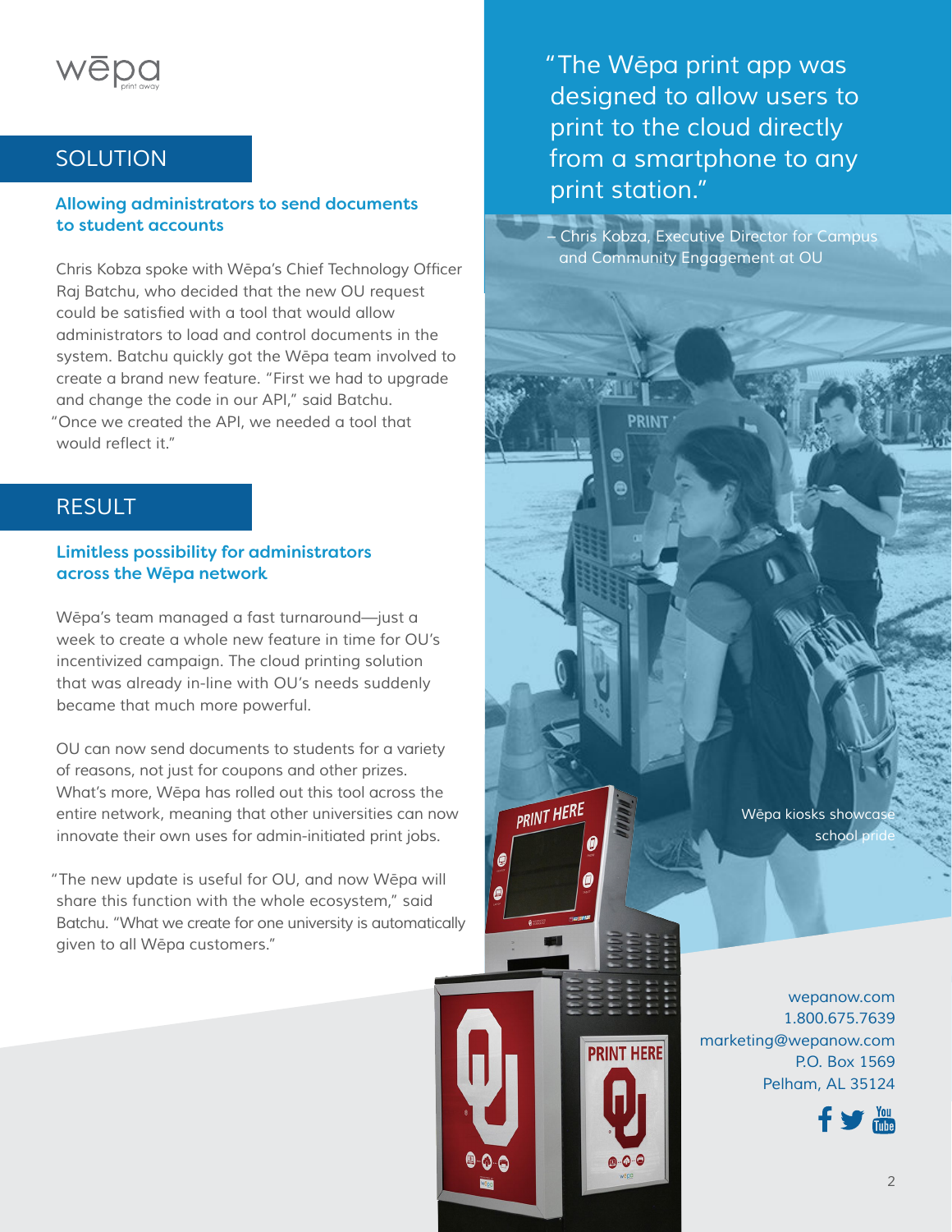wēpa
print away

## SOLUTION

### Allowing administrators to send documents to student accounts

Chris Kobza spoke with Wēpa's Chief Technology Officer Raj Batchu, who decided that the new OU request could be satisfied with a tool that would allow administrators to load and control documents in the system. Batchu quickly got the Wēpa team involved to create a brand new feature. "First we had to upgrade and change the code in our API," said Batchu. "Once we created the API, we needed a tool that would reflect it."

## RESULT

### Limitless possibility for administrators across the Wēpa network

Wēpa's team managed a fast turnaround—just a week to create a whole new feature in time for OU's incentivized campaign. The cloud printing solution that was already in-line with OU's needs suddenly became that much more powerful.

OU can now send documents to students for a variety of reasons, not just for coupons and other prizes. What's more, Wēpa has rolled out this tool across the entire network, meaning that other universities can now innovate their own uses for admin-initiated print jobs.

"The new update is useful for OU, and now Wēpa will share this function with the whole ecosystem," said Batchu. "What we create for one university is automatically given to all Wēpa customers."

> "The Wēpa print app was designed to allow users to print to the cloud directly from a smartphone to any print station."
>
> – Chris Kobza, Executive Director for Campus and Community Engagement at OU

Wēpa kiosks showcase school pride

wepanow.com
1.800.675.7639
marketing@wepanow.com
P.O. Box 1569
Pelham, AL 35124